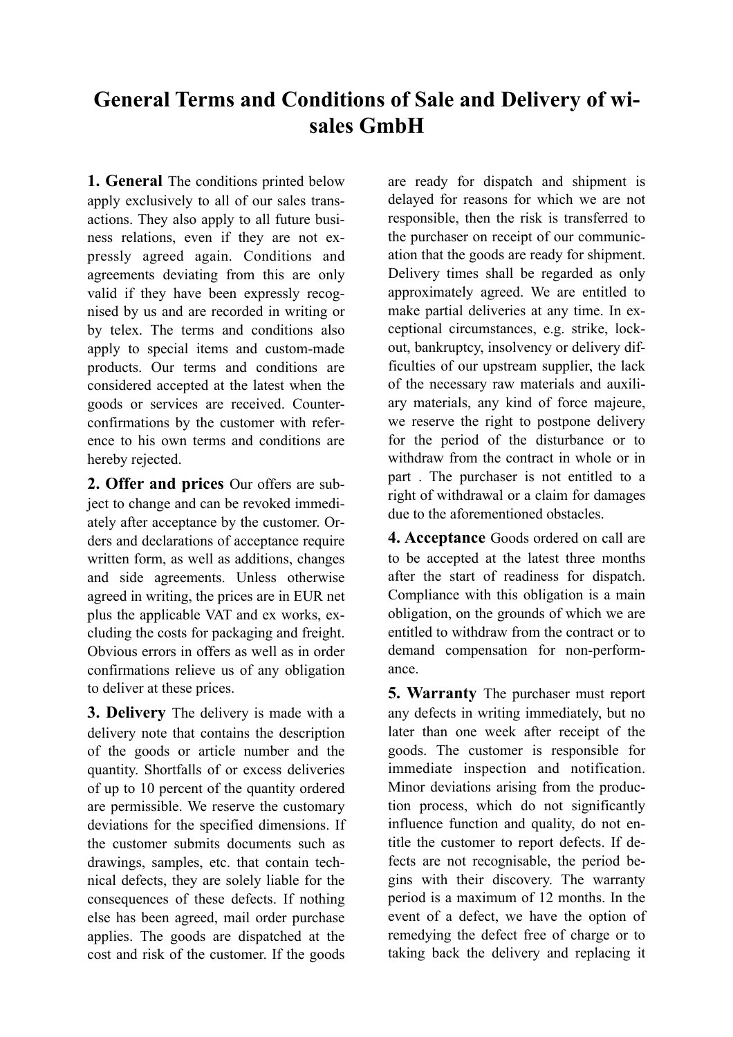# General Terms and Conditions of Sale and Delivery of wi-sales GmbH

**1. General** The conditions printed below apply exclusively to all of our sales transactions. They also apply to all future business relations, even if they are not expressly agreed again. Conditions and agreements deviating from this are only valid if they have been expressly recognised by us and are recorded in writing or by telex. The terms and conditions also apply to special items and custom-made products. Our terms and conditions are considered accepted at the latest when the goods or services are received. Counter-confirmations by the customer with reference to his own terms and conditions are hereby rejected.

**2. Offer and prices** Our offers are subject to change and can be revoked immediately after acceptance by the customer. Orders and declarations of acceptance require written form, as well as additions, changes and side agreements. Unless otherwise agreed in writing, the prices are in EUR net plus the applicable VAT and ex works, excluding the costs for packaging and freight. Obvious errors in offers as well as in order confirmations relieve us of any obligation to deliver at these prices.

**3. Delivery** The delivery is made with a delivery note that contains the description of the goods or article number and the quantity. Shortfalls of or excess deliveries of up to 10 percent of the quantity ordered are permissible. We reserve the customary deviations for the specified dimensions. If the customer submits documents such as drawings, samples, etc. that contain technical defects, they are solely liable for the consequences of these defects. If nothing else has been agreed, mail order purchase applies. The goods are dispatched at the cost and risk of the customer. If the goods are ready for dispatch and shipment is delayed for reasons for which we are not responsible, then the risk is transferred to the purchaser on receipt of our communication that the goods are ready for shipment. Delivery times shall be regarded as only approximately agreed. We are entitled to make partial deliveries at any time. In exceptional circumstances, e.g. strike, lockout, bankruptcy, insolvency or delivery difficulties of our upstream supplier, the lack of the necessary raw materials and auxiliary materials, any kind of force majeure, we reserve the right to postpone delivery for the period of the disturbance or to withdraw from the contract in whole or in part . The purchaser is not entitled to a right of withdrawal or a claim for damages due to the aforementioned obstacles.

**4. Acceptance** Goods ordered on call are to be accepted at the latest three months after the start of readiness for dispatch. Compliance with this obligation is a main obligation, on the grounds of which we are entitled to withdraw from the contract or to demand compensation for non-performance.

**5. Warranty** The purchaser must report any defects in writing immediately, but no later than one week after receipt of the goods. The customer is responsible for immediate inspection and notification. Minor deviations arising from the production process, which do not significantly influence function and quality, do not entitle the customer to report defects. If defects are not recognisable, the period begins with their discovery. The warranty period is a maximum of 12 months. In the event of a defect, we have the option of remedying the defect free of charge or to taking back the delivery and replacing it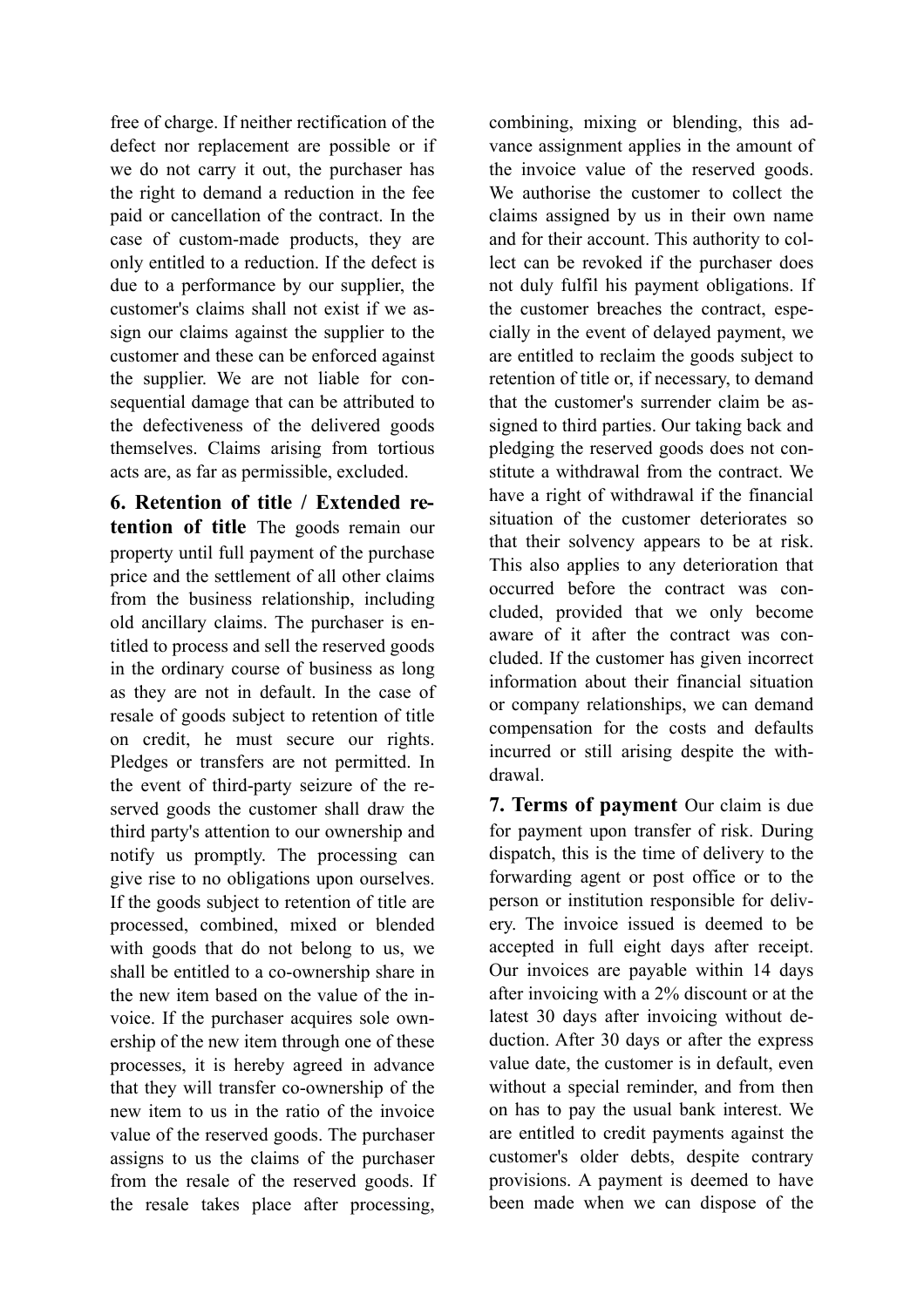free of charge. If neither rectification of the defect nor replacement are possible or if we do not carry it out, the purchaser has the right to demand a reduction in the fee paid or cancellation of the contract. In the case of custom-made products, they are only entitled to a reduction. If the defect is due to a performance by our supplier, the customer's claims shall not exist if we assign our claims against the supplier to the customer and these can be enforced against the supplier. We are not liable for consequential damage that can be attributed to the defectiveness of the delivered goods themselves. Claims arising from tortious acts are, as far as permissible, excluded.

**6. Retention of title / Extended retention of title** The goods remain our property until full payment of the purchase price and the settlement of all other claims from the business relationship, including old ancillary claims. The purchaser is entitled to process and sell the reserved goods in the ordinary course of business as long as they are not in default. In the case of resale of goods subject to retention of title on credit, he must secure our rights. Pledges or transfers are not permitted. In the event of third-party seizure of the reserved goods the customer shall draw the third party's attention to our ownership and notify us promptly. The processing can give rise to no obligations upon ourselves. If the goods subject to retention of title are processed, combined, mixed or blended with goods that do not belong to us, we shall be entitled to a co-ownership share in the new item based on the value of the invoice. If the purchaser acquires sole ownership of the new item through one of these processes, it is hereby agreed in advance that they will transfer co-ownership of the new item to us in the ratio of the invoice value of the reserved goods. The purchaser assigns to us the claims of the purchaser from the resale of the reserved goods. If the resale takes place after processing, combining, mixing or blending, this advance assignment applies in the amount of the invoice value of the reserved goods. We authorise the customer to collect the claims assigned by us in their own name and for their account. This authority to collect can be revoked if the purchaser does not duly fulfil his payment obligations. If the customer breaches the contract, especially in the event of delayed payment, we are entitled to reclaim the goods subject to retention of title or, if necessary, to demand that the customer's surrender claim be assigned to third parties. Our taking back and pledging the reserved goods does not constitute a withdrawal from the contract. We have a right of withdrawal if the financial situation of the customer deteriorates so that their solvency appears to be at risk. This also applies to any deterioration that occurred before the contract was concluded, provided that we only become aware of it after the contract was concluded. If the customer has given incorrect information about their financial situation or company relationships, we can demand compensation for the costs and defaults incurred or still arising despite the withdrawal.

**7. Terms of payment** Our claim is due for payment upon transfer of risk. During dispatch, this is the time of delivery to the forwarding agent or post office or to the person or institution responsible for delivery. The invoice issued is deemed to be accepted in full eight days after receipt. Our invoices are payable within 14 days after invoicing with a 2% discount or at the latest 30 days after invoicing without deduction. After 30 days or after the express value date, the customer is in default, even without a special reminder, and from then on has to pay the usual bank interest. We are entitled to credit payments against the customer's older debts, despite contrary provisions. A payment is deemed to have been made when we can dispose of the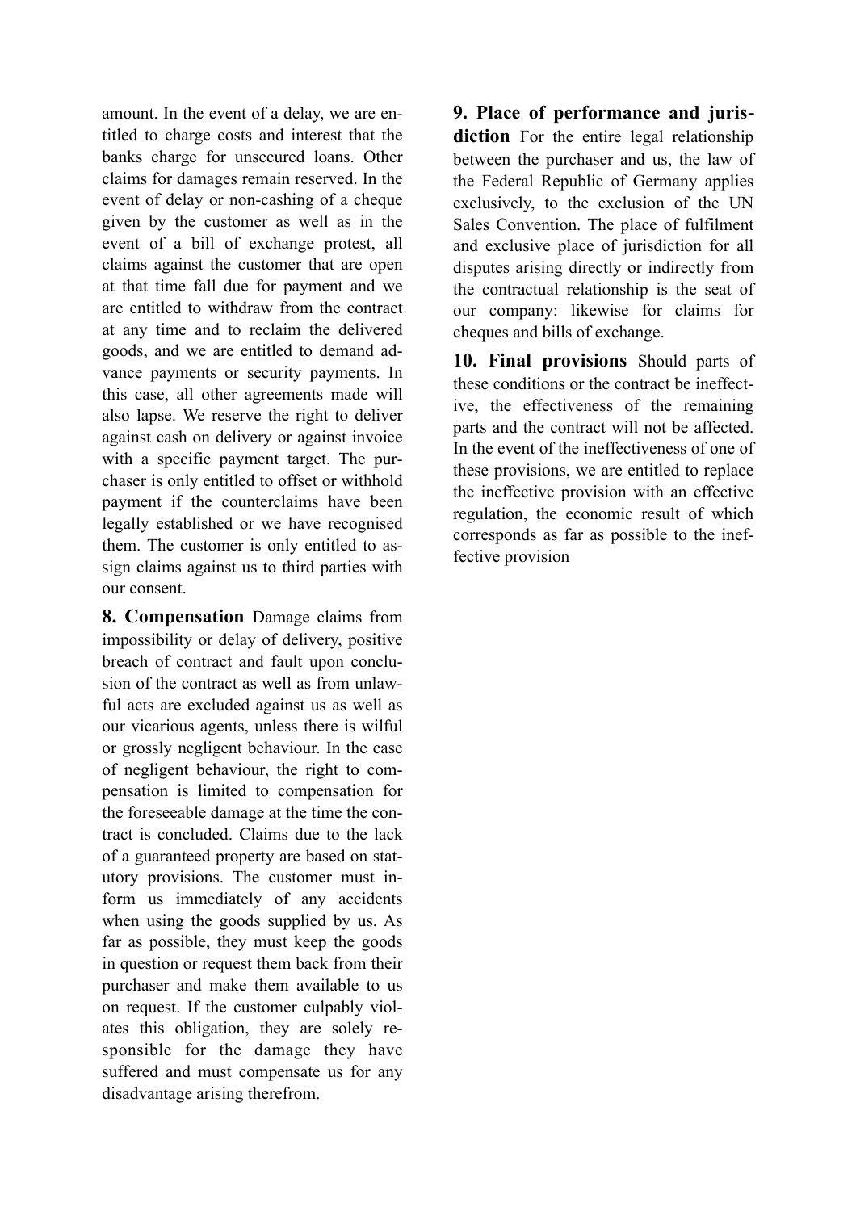amount. In the event of a delay, we are entitled to charge costs and interest that the banks charge for unsecured loans. Other claims for damages remain reserved. In the event of delay or non-cashing of a cheque given by the customer as well as in the event of a bill of exchange protest, all claims against the customer that are open at that time fall due for payment and we are entitled to withdraw from the contract at any time and to reclaim the delivered goods, and we are entitled to demand advance payments or security payments. In this case, all other agreements made will also lapse. We reserve the right to deliver against cash on delivery or against invoice with a specific payment target. The purchaser is only entitled to offset or withhold payment if the counterclaims have been legally established or we have recognised them. The customer is only entitled to assign claims against us to third parties with our consent.

**8. Compensation** Damage claims from impossibility or delay of delivery, positive breach of contract and fault upon conclusion of the contract as well as from unlawful acts are excluded against us as well as our vicarious agents, unless there is wilful or grossly negligent behaviour. In the case of negligent behaviour, the right to compensation is limited to compensation for the foreseeable damage at the time the contract is concluded. Claims due to the lack of a guaranteed property are based on statutory provisions. The customer must inform us immediately of any accidents when using the goods supplied by us. As far as possible, they must keep the goods in question or request them back from their purchaser and make them available to us on request. If the customer culpably violates this obligation, they are solely responsible for the damage they have suffered and must compensate us for any disadvantage arising therefrom.

**9. Place of performance and jurisdiction** For the entire legal relationship between the purchaser and us, the law of the Federal Republic of Germany applies exclusively, to the exclusion of the UN Sales Convention. The place of fulfilment and exclusive place of jurisdiction for all disputes arising directly or indirectly from the contractual relationship is the seat of our company: likewise for claims for cheques and bills of exchange.

**10. Final provisions** Should parts of these conditions or the contract be ineffective, the effectiveness of the remaining parts and the contract will not be affected. In the event of the ineffectiveness of one of these provisions, we are entitled to replace the ineffective provision with an effective regulation, the economic result of which corresponds as far as possible to the ineffective provision